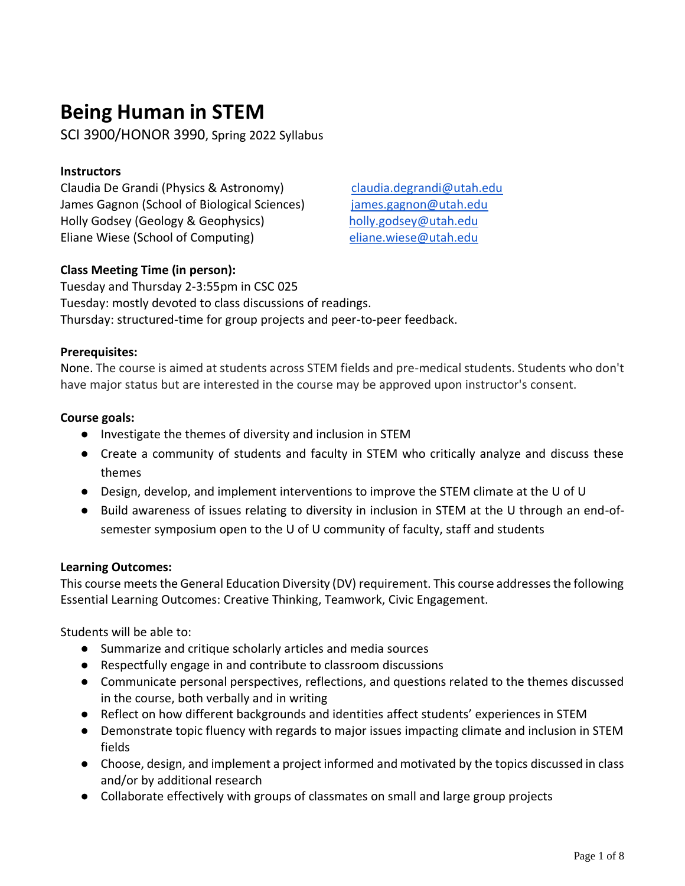# Being Human in STEM

SCI 3900/HONOR 3990, Spring 2022 Syllabus

**Instructors**

Claudia De Grandi (Physics & Astronomy) claudia.degrandi@utah.edu
James Gagnon (School of Biological Sciences) james.gagnon@utah.edu
Holly Godsey (Geology & Geophysics) holly.godsey@utah.edu
Eliane Wiese (School of Computing) eliane.wiese@utah.edu

**Class Meeting Time (in person):**

Tuesday and Thursday 2-3:55pm in CSC 025
Tuesday: mostly devoted to class discussions of readings.
Thursday: structured-time for group projects and peer-to-peer feedback.

**Prerequisites:**

None. The course is aimed at students across STEM fields and pre-medical students. Students who don't have major status but are interested in the course may be approved upon instructor's consent.

**Course goals:**

- Investigate the themes of diversity and inclusion in STEM
- Create a community of students and faculty in STEM who critically analyze and discuss these themes
- Design, develop, and implement interventions to improve the STEM climate at the U of U
- Build awareness of issues relating to diversity in inclusion in STEM at the U through an end-of-semester symposium open to the U of U community of faculty, staff and students

**Learning Outcomes:**

This course meets the General Education Diversity (DV) requirement. This course addresses the following Essential Learning Outcomes: Creative Thinking, Teamwork, Civic Engagement.

Students will be able to:

- Summarize and critique scholarly articles and media sources
- Respectfully engage in and contribute to classroom discussions
- Communicate personal perspectives, reflections, and questions related to the themes discussed in the course, both verbally and in writing
- Reflect on how different backgrounds and identities affect students' experiences in STEM
- Demonstrate topic fluency with regards to major issues impacting climate and inclusion in STEM fields
- Choose, design, and implement a project informed and motivated by the topics discussed in class and/or by additional research
- Collaborate effectively with groups of classmates on small and large group projects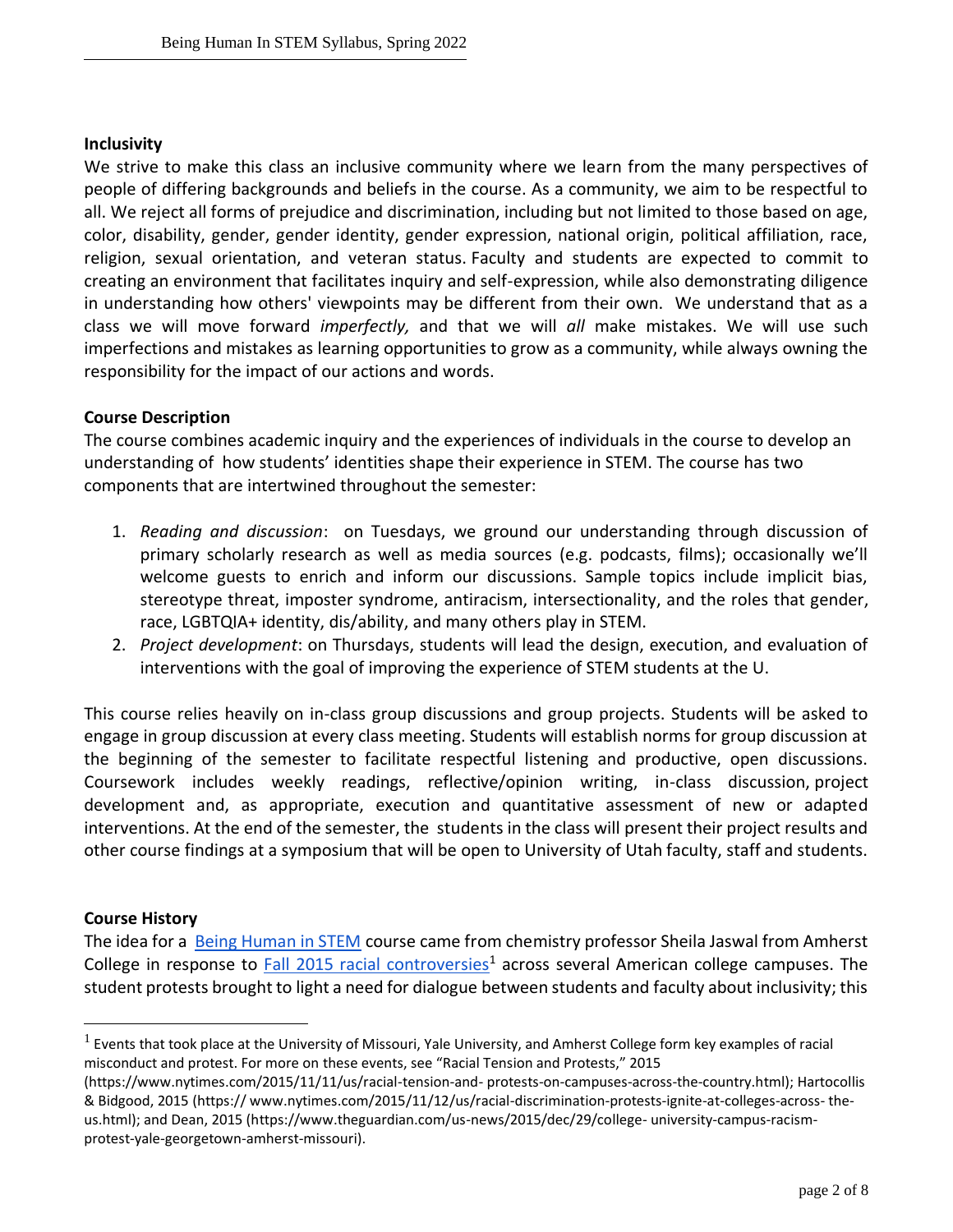**Inclusivity**

We strive to make this class an inclusive community where we learn from the many perspectives of people of differing backgrounds and beliefs in the course. As a community, we aim to be respectful to all. We reject all forms of prejudice and discrimination, including but not limited to those based on age, color, disability, gender, gender identity, gender expression, national origin, political affiliation, race, religion, sexual orientation, and veteran status. Faculty and students are expected to commit to creating an environment that facilitates inquiry and self-expression, while also demonstrating diligence in understanding how others' viewpoints may be different from their own. We understand that as a class we will move forward *imperfectly,* and that we will *all* make mistakes. We will use such imperfections and mistakes as learning opportunities to grow as a community, while always owning the responsibility for the impact of our actions and words.

**Course Description**

The course combines academic inquiry and the experiences of individuals in the course to develop an understanding of how students' identities shape their experience in STEM. The course has two components that are intertwined throughout the semester:

1. *Reading and discussion*: on Tuesdays, we ground our understanding through discussion of primary scholarly research as well as media sources (e.g. podcasts, films); occasionally we'll welcome guests to enrich and inform our discussions. Sample topics include implicit bias, stereotype threat, imposter syndrome, antiracism, intersectionality, and the roles that gender, race, LGBTQIA+ identity, dis/ability, and many others play in STEM.
2. *Project development*: on Thursdays, students will lead the design, execution, and evaluation of interventions with the goal of improving the experience of STEM students at the U.

This course relies heavily on in-class group discussions and group projects. Students will be asked to engage in group discussion at every class meeting. Students will establish norms for group discussion at the beginning of the semester to facilitate respectful listening and productive, open discussions. Coursework includes weekly readings, reflective/opinion writing, in-class discussion, project development and, as appropriate, execution and quantitative assessment of new or adapted interventions. At the end of the semester, the students in the class will present their project results and other course findings at a symposium that will be open to University of Utah faculty, staff and students.

**Course History**

The idea for a Being Human in STEM course came from chemistry professor Sheila Jaswal from Amherst College in response to Fall 2015 racial controversies[1] across several American college campuses. The student protests brought to light a need for dialogue between students and faculty about inclusivity; this

[1] Events that took place at the University of Missouri, Yale University, and Amherst College form key examples of racial misconduct and protest. For more on these events, see "Racial Tension and Protests," 2015 (https://www.nytimes.com/2015/11/11/us/racial-tension-and- protests-on-campuses-across-the-country.html); Hartocollis & Bidgood, 2015 (https:// www.nytimes.com/2015/11/12/us/racial-discrimination-protests-ignite-at-colleges-across- the-us.html); and Dean, 2015 (https://www.theguardian.com/us-news/2015/dec/29/college- university-campus-racism-protest-yale-georgetown-amherst-missouri).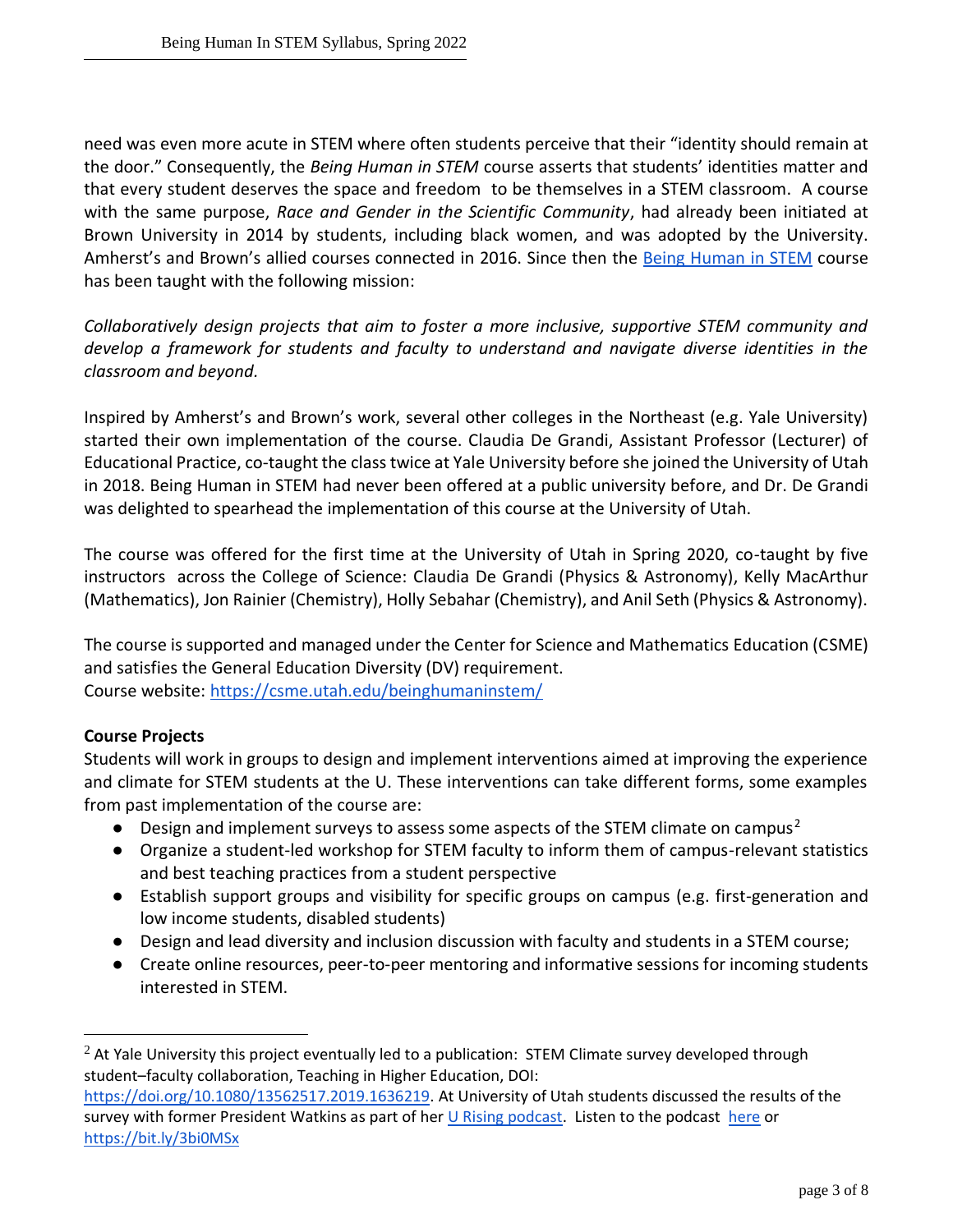need was even more acute in STEM where often students perceive that their "identity should remain at the door." Consequently, the *Being Human in STEM* course asserts that students' identities matter and that every student deserves the space and freedom to be themselves in a STEM classroom. A course with the same purpose, *Race and Gender in the Scientific Community*, had already been initiated at Brown University in 2014 by students, including black women, and was adopted by the University. Amherst's and Brown's allied courses connected in 2016. Since then the [Being Human in STEM](#) course has been taught with the following mission:

*Collaboratively design projects that aim to foster a more inclusive, supportive STEM community and develop a framework for students and faculty to understand and navigate diverse identities in the classroom and beyond.*

Inspired by Amherst's and Brown's work, several other colleges in the Northeast (e.g. Yale University) started their own implementation of the course. Claudia De Grandi, Assistant Professor (Lecturer) of Educational Practice, co-taught the class twice at Yale University before she joined the University of Utah in 2018. Being Human in STEM had never been offered at a public university before, and Dr. De Grandi was delighted to spearhead the implementation of this course at the University of Utah.

The course was offered for the first time at the University of Utah in Spring 2020, co-taught by five instructors across the College of Science: Claudia De Grandi (Physics & Astronomy), Kelly MacArthur (Mathematics), Jon Rainier (Chemistry), Holly Sebahar (Chemistry), and Anil Seth (Physics & Astronomy).

The course is supported and managed under the Center for Science and Mathematics Education (CSME) and satisfies the General Education Diversity (DV) requirement.
Course website: https://csme.utah.edu/beinghumaninstem/

**Course Projects**

Students will work in groups to design and implement interventions aimed at improving the experience and climate for STEM students at the U. These interventions can take different forms, some examples from past implementation of the course are:

- Design and implement surveys to assess some aspects of the STEM climate on campus[2]
- Organize a student-led workshop for STEM faculty to inform them of campus-relevant statistics and best teaching practices from a student perspective
- Establish support groups and visibility for specific groups on campus (e.g. first-generation and low income students, disabled students)
- Design and lead diversity and inclusion discussion with faculty and students in a STEM course;
- Create online resources, peer-to-peer mentoring and informative sessions for incoming students interested in STEM.

---

[2] At Yale University this project eventually led to a publication: STEM Climate survey developed through student–faculty collaboration, Teaching in Higher Education, DOI: https://doi.org/10.1080/13562517.2019.1636219. At University of Utah students discussed the results of the survey with former President Watkins as part of her [U Rising podcast](#). Listen to the podcast [here](#) or https://bit.ly/3bi0MSx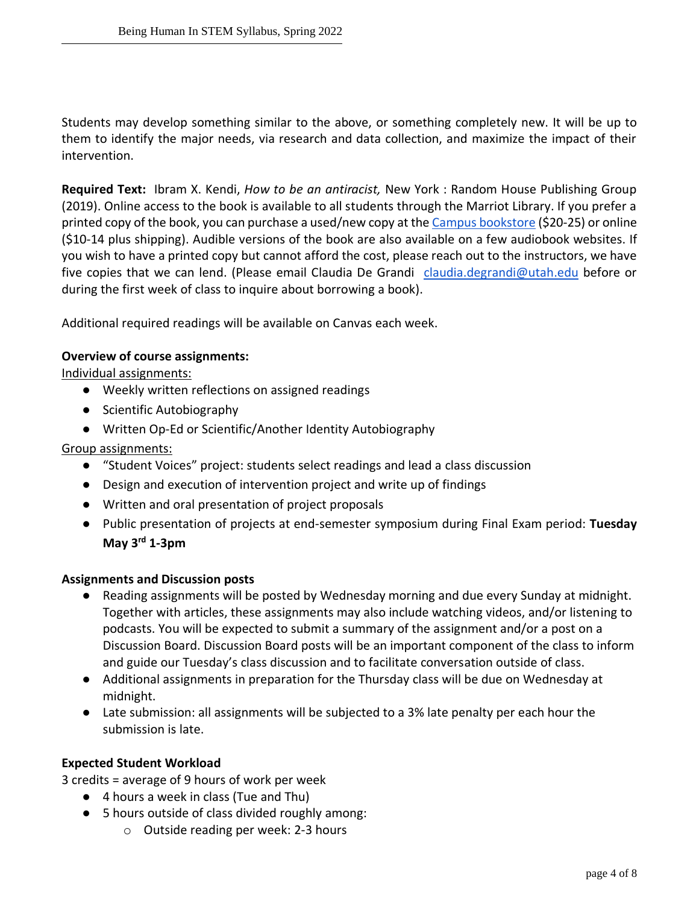Students may develop something similar to the above, or something completely new. It will be up to them to identify the major needs, via research and data collection, and maximize the impact of their intervention.

**Required Text:** Ibram X. Kendi, *How to be an antiracist,* New York : Random House Publishing Group (2019). Online access to the book is available to all students through the Marriot Library. If you prefer a printed copy of the book, you can purchase a used/new copy at the Campus bookstore ($20-25) or online ($10-14 plus shipping). Audible versions of the book are also available on a few audiobook websites. If you wish to have a printed copy but cannot afford the cost, please reach out to the instructors, we have five copies that we can lend. (Please email Claudia De Grandi claudia.degrandi@utah.edu before or during the first week of class to inquire about borrowing a book).

Additional required readings will be available on Canvas each week.

**Overview of course assignments:**

Individual assignments:

- Weekly written reflections on assigned readings
- Scientific Autobiography
- Written Op-Ed or Scientific/Another Identity Autobiography

Group assignments:

- "Student Voices" project: students select readings and lead a class discussion
- Design and execution of intervention project and write up of findings
- Written and oral presentation of project proposals
- Public presentation of projects at end-semester symposium during Final Exam period: **Tuesday May 3rd 1-3pm**

**Assignments and Discussion posts**

- Reading assignments will be posted by Wednesday morning and due every Sunday at midnight. Together with articles, these assignments may also include watching videos, and/or listening to podcasts. You will be expected to submit a summary of the assignment and/or a post on a Discussion Board. Discussion Board posts will be an important component of the class to inform and guide our Tuesday's class discussion and to facilitate conversation outside of class.
- Additional assignments in preparation for the Thursday class will be due on Wednesday at midnight.
- Late submission: all assignments will be subjected to a 3% late penalty per each hour the submission is late.

**Expected Student Workload**

3 credits = average of 9 hours of work per week

- 4 hours a week in class (Tue and Thu)
- 5 hours outside of class divided roughly among:
  - Outside reading per week: 2-3 hours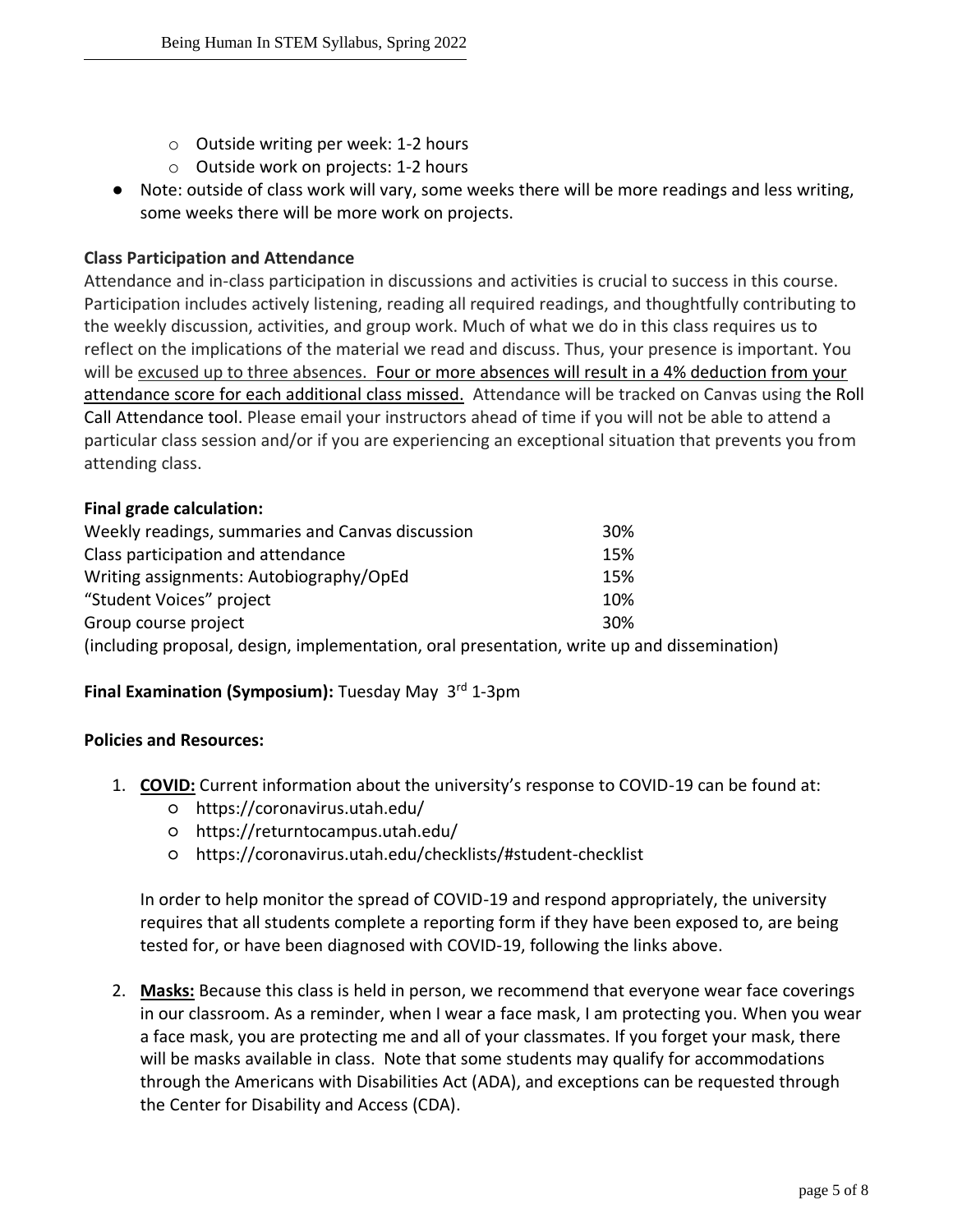- Outside writing per week: 1-2 hours
- Outside work on projects: 1-2 hours
- Note: outside of class work will vary, some weeks there will be more readings and less writing, some weeks there will be more work on projects.

**Class Participation and Attendance**

Attendance and in-class participation in discussions and activities is crucial to success in this course. Participation includes actively listening, reading all required readings, and thoughtfully contributing to the weekly discussion, activities, and group work. Much of what we do in this class requires us to reflect on the implications of the material we read and discuss. Thus, your presence is important. You will be excused up to three absences. Four or more absences will result in a 4% deduction from your attendance score for each additional class missed. Attendance will be tracked on Canvas using the Roll Call Attendance tool. Please email your instructors ahead of time if you will not be able to attend a particular class session and/or if you are experiencing an exceptional situation that prevents you from attending class.

**Final grade calculation:**

| | |
|---|---|
| Weekly readings, summaries and Canvas discussion | 30% |
| Class participation and attendance | 15% |
| Writing assignments: Autobiography/OpEd | 15% |
| "Student Voices" project | 10% |
| Group course project | 30% |

(including proposal, design, implementation, oral presentation, write up and dissemination)

**Final Examination (Symposium):** Tuesday May 3rd 1-3pm

**Policies and Resources:**

1. **COVID:** Current information about the university's response to COVID-19 can be found at:
   - https://coronavirus.utah.edu/
   - https://returntocampus.utah.edu/
   - https://coronavirus.utah.edu/checklists/#student-checklist

   In order to help monitor the spread of COVID-19 and respond appropriately, the university requires that all students complete a reporting form if they have been exposed to, are being tested for, or have been diagnosed with COVID-19, following the links above.

2. **Masks:** Because this class is held in person, we recommend that everyone wear face coverings in our classroom. As a reminder, when I wear a face mask, I am protecting you. When you wear a face mask, you are protecting me and all of your classmates. If you forget your mask, there will be masks available in class. Note that some students may qualify for accommodations through the Americans with Disabilities Act (ADA), and exceptions can be requested through the Center for Disability and Access (CDA).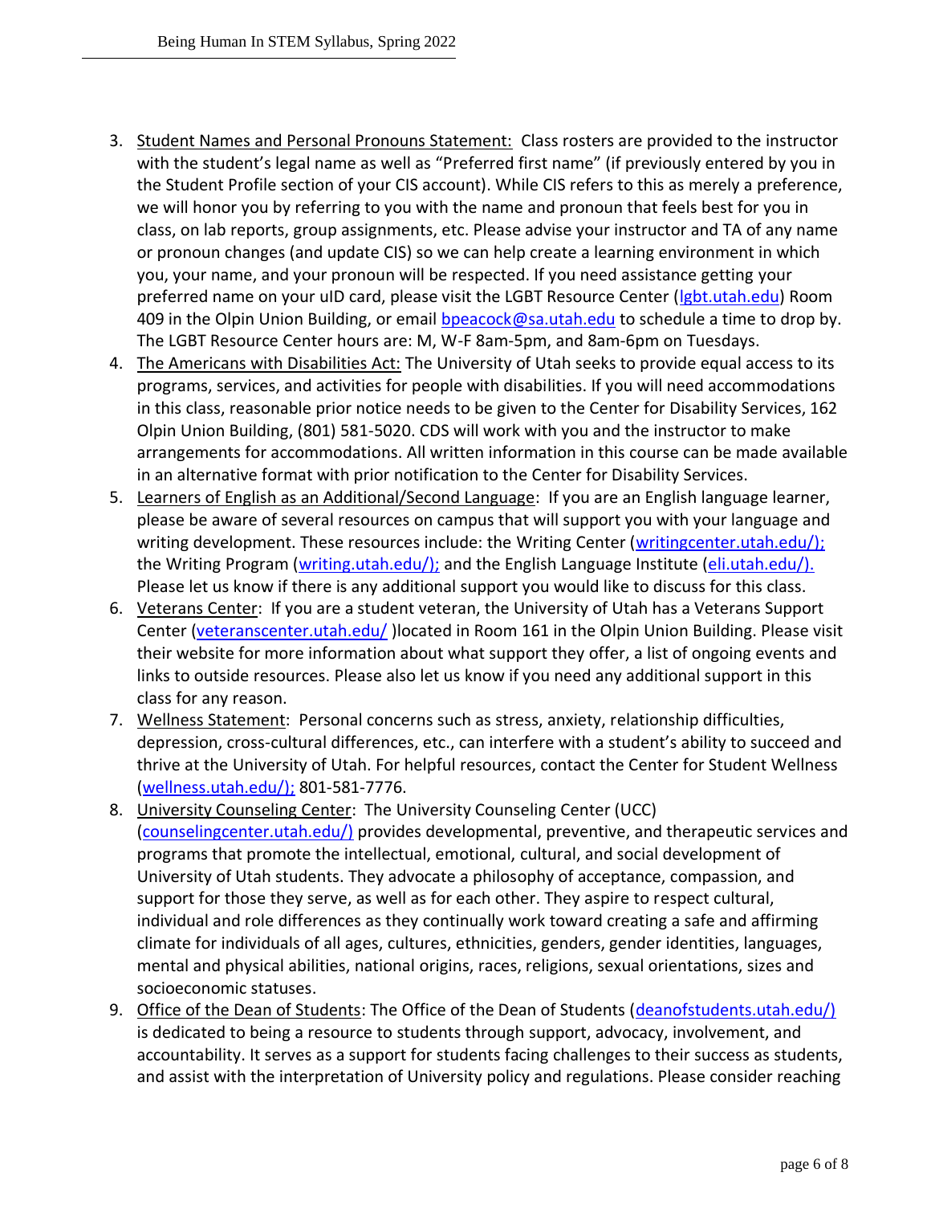3. <u>Student Names and Personal Pronouns Statement:</u> Class rosters are provided to the instructor with the student's legal name as well as "Preferred first name" (if previously entered by you in the Student Profile section of your CIS account). While CIS refers to this as merely a preference, we will honor you by referring to you with the name and pronoun that feels best for you in class, on lab reports, group assignments, etc. Please advise your instructor and TA of any name or pronoun changes (and update CIS) so we can help create a learning environment in which you, your name, and your pronoun will be respected. If you need assistance getting your preferred name on your uID card, please visit the LGBT Resource Center (lgbt.utah.edu) Room 409 in the Olpin Union Building, or email bpeacock@sa.utah.edu to schedule a time to drop by. The LGBT Resource Center hours are: M, W-F 8am-5pm, and 8am-6pm on Tuesdays.
4. <u>The Americans with Disabilities Act:</u> The University of Utah seeks to provide equal access to its programs, services, and activities for people with disabilities. If you will need accommodations in this class, reasonable prior notice needs to be given to the Center for Disability Services, 162 Olpin Union Building, (801) 581-5020. CDS will work with you and the instructor to make arrangements for accommodations. All written information in this course can be made available in an alternative format with prior notification to the Center for Disability Services.
5. <u>Learners of English as an Additional/Second Language</u>: If you are an English language learner, please be aware of several resources on campus that will support you with your language and writing development. These resources include: the Writing Center (writingcenter.utah.edu/); the Writing Program (writing.utah.edu/); and the English Language Institute (eli.utah.edu/). Please let us know if there is any additional support you would like to discuss for this class.
6. <u>Veterans Center</u>: If you are a student veteran, the University of Utah has a Veterans Support Center (veteranscenter.utah.edu/ )located in Room 161 in the Olpin Union Building. Please visit their website for more information about what support they offer, a list of ongoing events and links to outside resources. Please also let us know if you need any additional support in this class for any reason.
7. <u>Wellness Statement</u>: Personal concerns such as stress, anxiety, relationship difficulties, depression, cross-cultural differences, etc., can interfere with a student's ability to succeed and thrive at the University of Utah. For helpful resources, contact the Center for Student Wellness (wellness.utah.edu/); 801-581-7776.
8. <u>University Counseling Center</u>: The University Counseling Center (UCC) (counselingcenter.utah.edu/) provides developmental, preventive, and therapeutic services and programs that promote the intellectual, emotional, cultural, and social development of University of Utah students. They advocate a philosophy of acceptance, compassion, and support for those they serve, as well as for each other. They aspire to respect cultural, individual and role differences as they continually work toward creating a safe and affirming climate for individuals of all ages, cultures, ethnicities, genders, gender identities, languages, mental and physical abilities, national origins, races, religions, sexual orientations, sizes and socioeconomic statuses.
9. <u>Office of the Dean of Students</u>: The Office of the Dean of Students (deanofstudents.utah.edu/) is dedicated to being a resource to students through support, advocacy, involvement, and accountability. It serves as a support for students facing challenges to their success as students, and assist with the interpretation of University policy and regulations. Please consider reaching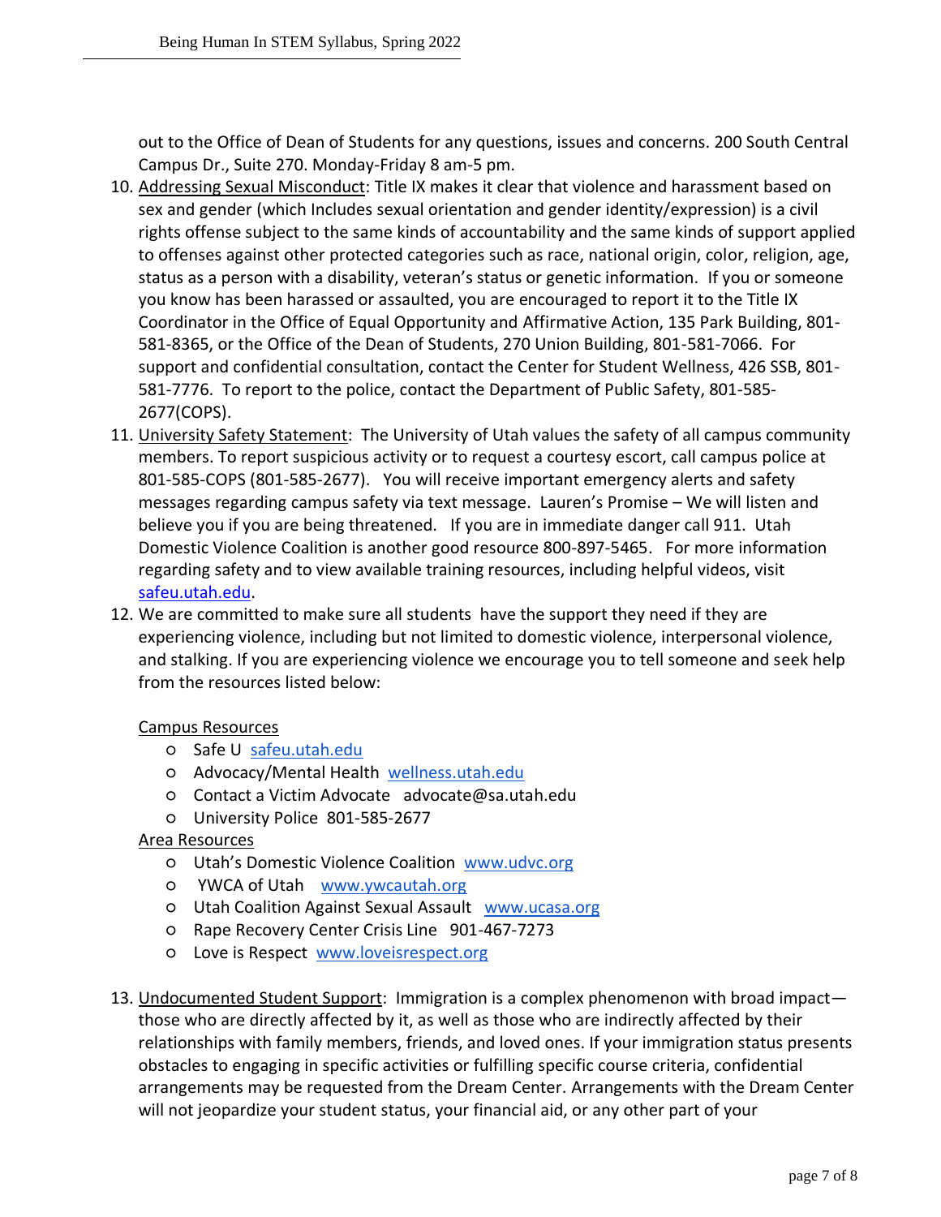out to the Office of Dean of Students for any questions, issues and concerns. 200 South Central Campus Dr., Suite 270. Monday-Friday 8 am-5 pm.

10. Addressing Sexual Misconduct: Title IX makes it clear that violence and harassment based on sex and gender (which Includes sexual orientation and gender identity/expression) is a civil rights offense subject to the same kinds of accountability and the same kinds of support applied to offenses against other protected categories such as race, national origin, color, religion, age, status as a person with a disability, veteran's status or genetic information. If you or someone you know has been harassed or assaulted, you are encouraged to report it to the Title IX Coordinator in the Office of Equal Opportunity and Affirmative Action, 135 Park Building, 801-581-8365, or the Office of the Dean of Students, 270 Union Building, 801-581-7066. For support and confidential consultation, contact the Center for Student Wellness, 426 SSB, 801-581-7776. To report to the police, contact the Department of Public Safety, 801-585-2677(COPS).
11. University Safety Statement: The University of Utah values the safety of all campus community members. To report suspicious activity or to request a courtesy escort, call campus police at 801-585-COPS (801-585-2677). You will receive important emergency alerts and safety messages regarding campus safety via text message. Lauren's Promise – We will listen and believe you if you are being threatened. If you are in immediate danger call 911. Utah Domestic Violence Coalition is another good resource 800-897-5465. For more information regarding safety and to view available training resources, including helpful videos, visit safeu.utah.edu.
12. We are committed to make sure all students have the support they need if they are experiencing violence, including but not limited to domestic violence, interpersonal violence, and stalking. If you are experiencing violence we encourage you to tell someone and seek help from the resources listed below:

    Campus Resources
    - Safe U safeu.utah.edu
    - Advocacy/Mental Health wellness.utah.edu
    - Contact a Victim Advocate advocate@sa.utah.edu
    - University Police 801-585-2677

    Area Resources
    - Utah's Domestic Violence Coalition www.udvc.org
    - YWCA of Utah www.ywcautah.org
    - Utah Coalition Against Sexual Assault www.ucasa.org
    - Rape Recovery Center Crisis Line 901-467-7273
    - Love is Respect www.loveisrespect.org

13. Undocumented Student Support: Immigration is a complex phenomenon with broad impact—those who are directly affected by it, as well as those who are indirectly affected by their relationships with family members, friends, and loved ones. If your immigration status presents obstacles to engaging in specific activities or fulfilling specific course criteria, confidential arrangements may be requested from the Dream Center. Arrangements with the Dream Center will not jeopardize your student status, your financial aid, or any other part of your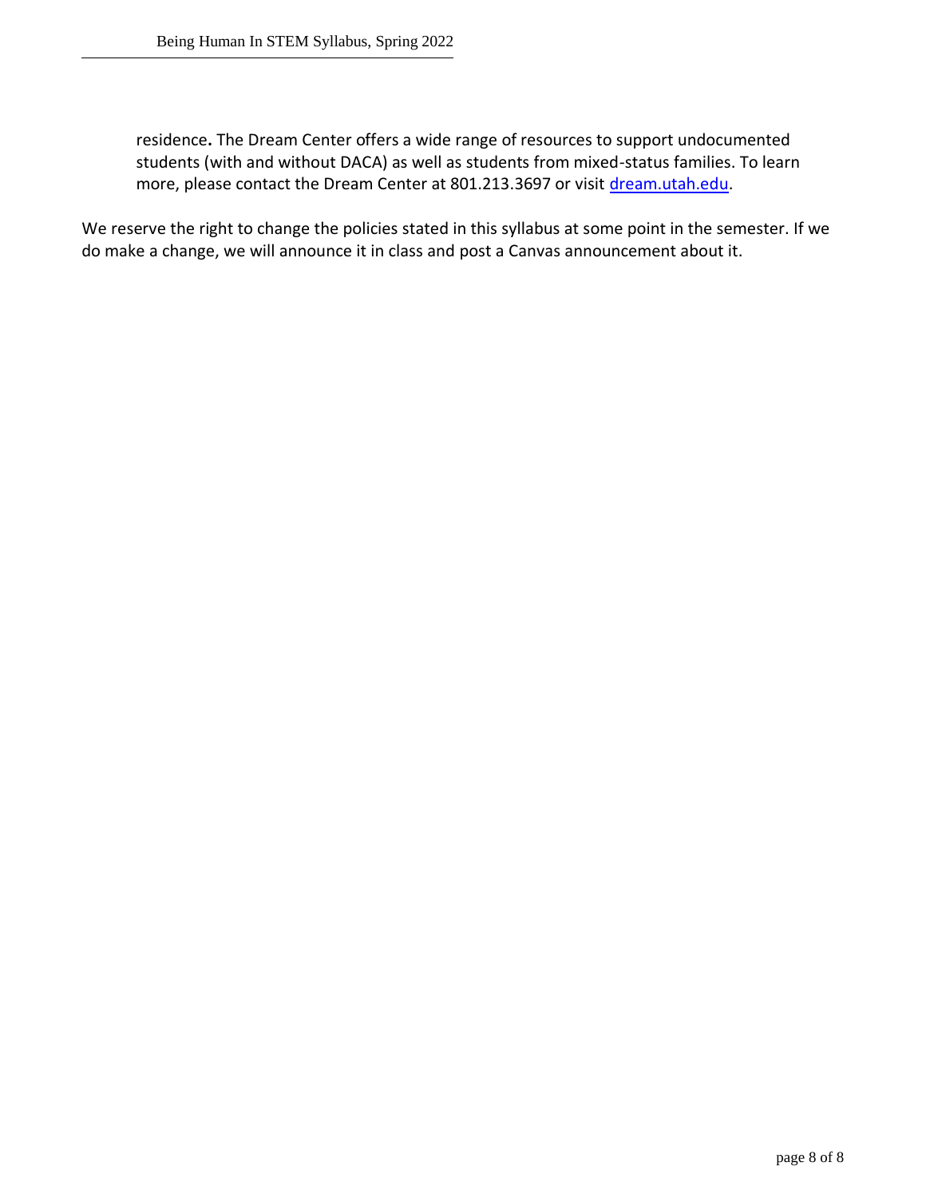residence**.** The Dream Center offers a wide range of resources to support undocumented students (with and without DACA) as well as students from mixed-status families. To learn more, please contact the Dream Center at 801.213.3697 or visit [dream.utah.edu](dream.utah.edu).

We reserve the right to change the policies stated in this syllabus at some point in the semester. If we do make a change, we will announce it in class and post a Canvas announcement about it.